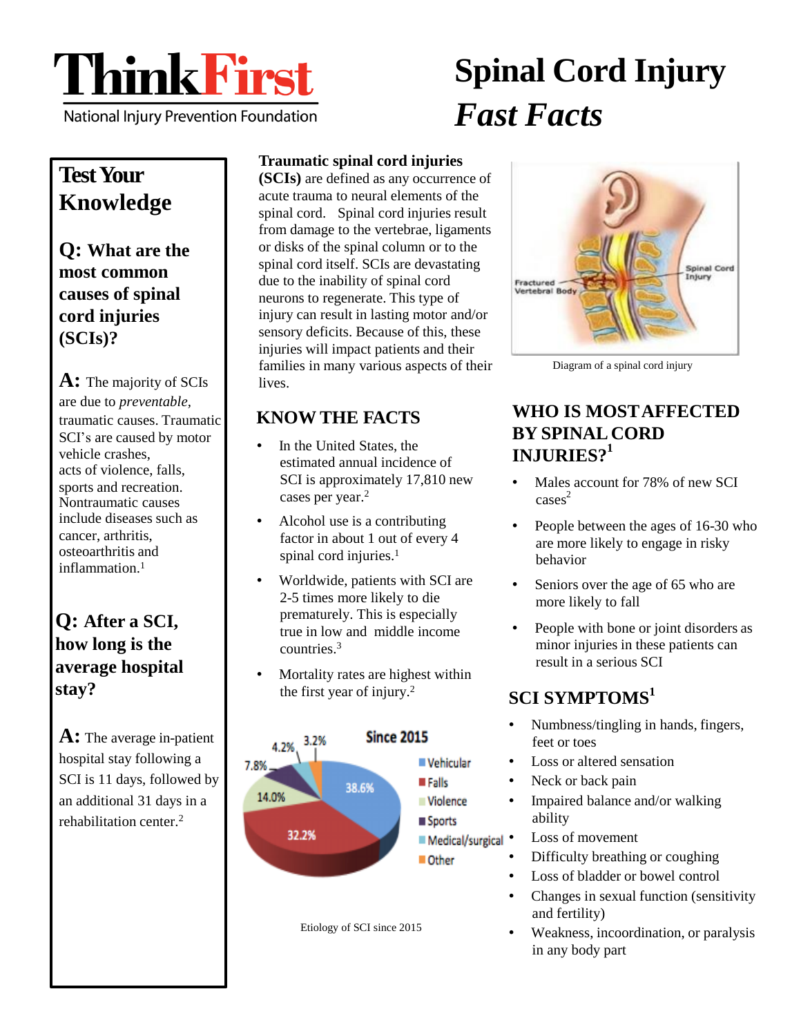ThinkFirst

National Injury Prevention Foundation

# Spinal Cord Injury *Fast Facts*

## Test Your Knowledge

**Q: What are the most common causes of spinal cord injuries (SCIs)?**

**A:** The majority of SCIs are due to *preventable*, traumatic causes. Traumatic SCI's are caused by motor vehicle crashes, acts of violence, falls, sports and recreation. Nontraumatic causes include diseases such as cancer, arthritis, osteoarthritis and inflammation.[1]

**Q: After a SCI, how long is the average hospital stay?**

**A:** The average in-patient hospital stay following a SCI is 11 days, followed by an additional 31 days in a rehabilitation center.[2]

**Traumatic spinal cord injuries (SCIs)** are defined as any occurrence of acute trauma to neural elements of the spinal cord. Spinal cord injuries result from damage to the vertebrae, ligaments or disks of the spinal column or to the spinal cord itself. SCIs are devastating due to the inability of spinal cord neurons to regenerate. This type of injury can result in lasting motor and/or sensory deficits. Because of this, these injuries will impact patients and their families in many various aspects of their lives.

Fractured Vertebral Body

Spinal Cord Injury

Diagram of a spinal cord injury

## KNOW THE FACTS

- In the United States, the estimated annual incidence of SCI is approximately 17,810 new cases per year.[2]
- Alcohol use is a contributing factor in about 1 out of every 4 spinal cord injuries.[1]
- Worldwide, patients with SCI are 2-5 times more likely to die prematurely. This is especially true in low and middle income countries.[3]
- Mortality rates are highest within the first year of injury.[2]

**Since 2015**

| Cause | Percentage |
|---|---|
| Vehicular | 38.6% |
| Falls | 32.2% |
| Violence | 14.0% |
| Sports | 7.8% |
| Medical/surgical | 4.2% |
| Other | 3.2% |

Etiology of SCI since 2015

## WHO IS MOST AFFECTED BY SPINAL CORD INJURIES?[1]

- Males account for 78% of new SCI cases[2]
- People between the ages of 16-30 who are more likely to engage in risky behavior
- Seniors over the age of 65 who are more likely to fall
- People with bone or joint disorders as minor injuries in these patients can result in a serious SCI

## SCI SYMPTOMS[1]

- Numbness/tingling in hands, fingers, feet or toes
- Loss or altered sensation
- Neck or back pain
- Impaired balance and/or walking ability
- Loss of movement
- Difficulty breathing or coughing
- Loss of bladder or bowel control
- Changes in sexual function (sensitivity and fertility)
- Weakness, incoordination, or paralysis in any body part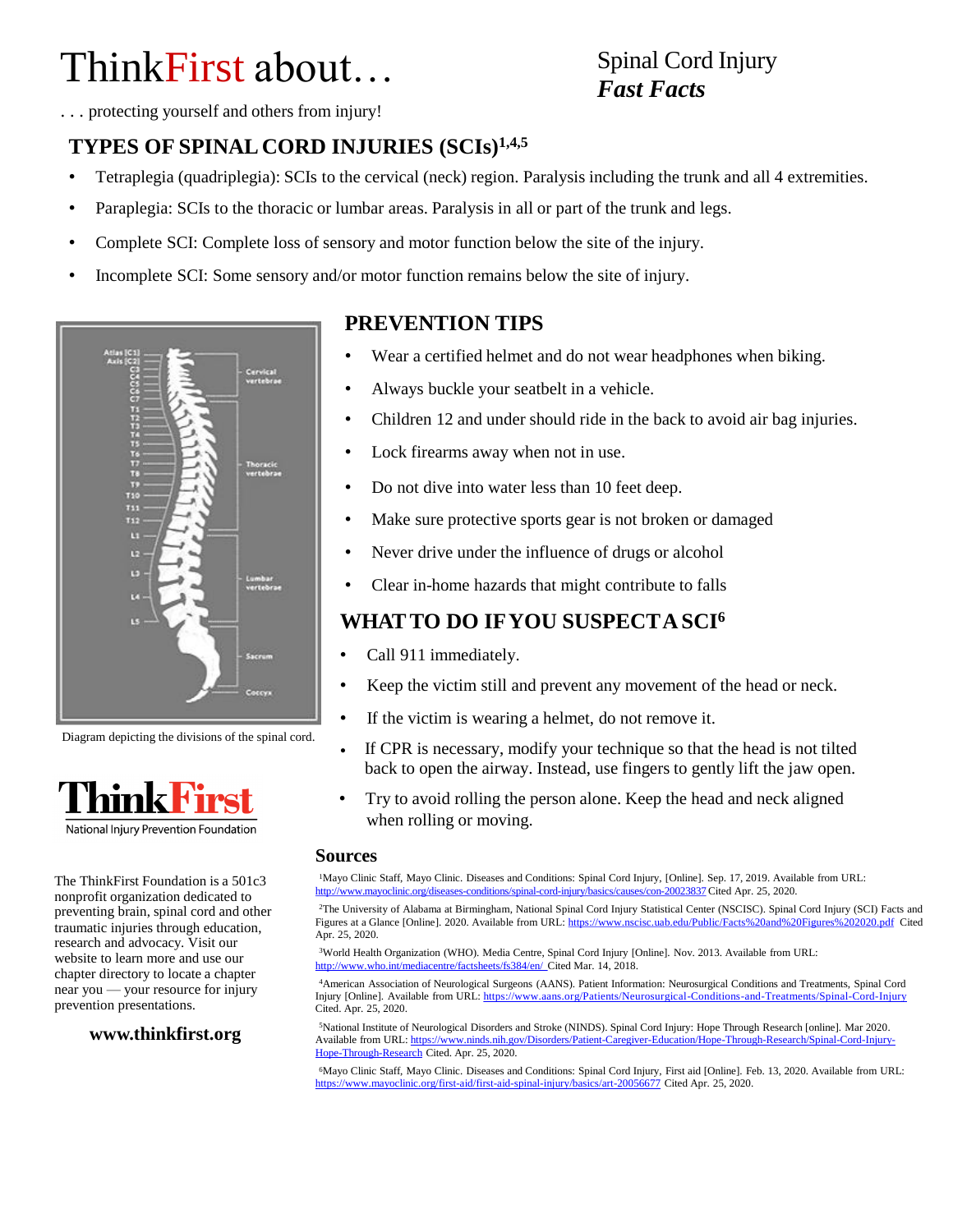# ThinkFirst about…

## Spinal Cord Injury *Fast Facts*

. . . protecting yourself and others from injury!

## TYPES OF SPINAL CORD INJURIES (SCIs)[1,4,5]

- Tetraplegia (quadriplegia): SCIs to the cervical (neck) region. Paralysis including the trunk and all 4 extremities.
- Paraplegia: SCIs to the thoracic or lumbar areas. Paralysis in all or part of the trunk and legs.
- Complete SCI: Complete loss of sensory and motor function below the site of the injury.
- Incomplete SCI: Some sensory and/or motor function remains below the site of injury.

Atlas (C1)
Axis (C2)
C3
C4
C5
C6
C7
T1
T2
T3
T4
T5
T6
T7
T8
T9
T10
T11
T12
L1
L2
L3
L4
L5
Cervical vertebrae
Thoracic vertebrae
Lumbar vertebrae
Sacrum
Coccyx

Diagram depicting the divisions of the spinal cord.

## PREVENTION TIPS

- Wear a certified helmet and do not wear headphones when biking.
- Always buckle your seatbelt in a vehicle.
- Children 12 and under should ride in the back to avoid air bag injuries.
- Lock firearms away when not in use.
- Do not dive into water less than 10 feet deep.
- Make sure protective sports gear is not broken or damaged
- Never drive under the influence of drugs or alcohol
- Clear in-home hazards that might contribute to falls

## WHAT TO DO IF YOU SUSPECT A SCI[6]

- Call 911 immediately.
- Keep the victim still and prevent any movement of the head or neck.
- If the victim is wearing a helmet, do not remove it.
- If CPR is necessary, modify your technique so that the head is not tilted back to open the airway. Instead, use fingers to gently lift the jaw open.
- Try to avoid rolling the person alone. Keep the head and neck aligned when rolling or moving.

**ThinkFirst**
National Injury Prevention Foundation

The ThinkFirst Foundation is a 501c3 nonprofit organization dedicated to preventing brain, spinal cord and other traumatic injuries through education, research and advocacy. Visit our website to learn more and use our chapter directory to locate a chapter near you — your resource for injury prevention presentations.

**www.thinkfirst.org**

## Sources

[1]Mayo Clinic Staff, Mayo Clinic. Diseases and Conditions: Spinal Cord Injury, [Online]. Sep. 17, 2019. Available from URL: http://www.mayoclinic.org/diseases-conditions/spinal-cord-injury/basics/causes/con-20023837 Cited Apr. 25, 2020.

[2]The University of Alabama at Birmingham, National Spinal Cord Injury Statistical Center (NSCISC). Spinal Cord Injury (SCI) Facts and Figures at a Glance [Online]. 2020. Available from URL: https://www.nscisc.uab.edu/Public/Facts%20and%20Figures%202020.pdf Cited Apr. 25, 2020.

[3]World Health Organization (WHO). Media Centre, Spinal Cord Injury [Online]. Nov. 2013. Available from URL: http://www.who.int/mediacentre/factsheets/fs384/en/ Cited Mar. 14, 2018.

[4]American Association of Neurological Surgeons (AANS). Patient Information: Neurosurgical Conditions and Treatments, Spinal Cord Injury [Online]. Available from URL: https://www.aans.org/Patients/Neurosurgical-Conditions-and-Treatments/Spinal-Cord-Injury Cited. Apr. 25, 2020.

[5]National Institute of Neurological Disorders and Stroke (NINDS). Spinal Cord Injury: Hope Through Research [online]. Mar 2020. Available from URL: https://www.ninds.nih.gov/Disorders/Patient-Caregiver-Education/Hope-Through-Research/Spinal-Cord-Injury-Hope-Through-Research Cited. Apr. 25, 2020.

[6]Mayo Clinic Staff, Mayo Clinic. Diseases and Conditions: Spinal Cord Injury, First aid [Online]. Feb. 13, 2020. Available from URL: https://www.mayoclinic.org/first-aid/first-aid-spinal-injury/basics/art-20056677 Cited Apr. 25, 2020.